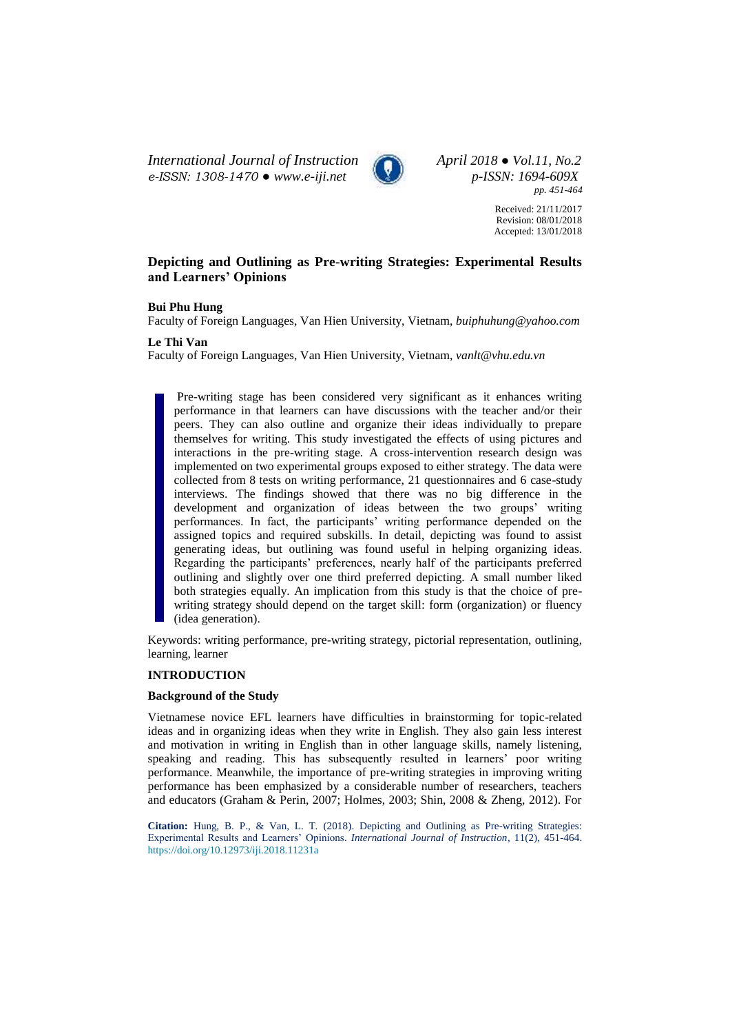# Depicting and Outlining as Pre-writing Strategies: Experimental Results and Learners' Opinions

**Bui Phu Hung**
Faculty of Foreign Languages, Van Hien University, Vietnam, *buiphuhung@yahoo.com*

**Le Thi Van**
Faculty of Foreign Languages, Van Hien University, Vietnam, *vanlt@vhu.edu.vn*

Received: 21/11/2017
Revision: 08/01/2018
Accepted: 13/01/2018

> Pre-writing stage has been considered very significant as it enhances writing performance in that learners can have discussions with the teacher and/or their peers. They can also outline and organize their ideas individually to prepare themselves for writing. This study investigated the effects of using pictures and interactions in the pre-writing stage. A cross-intervention research design was implemented on two experimental groups exposed to either strategy. The data were collected from 8 tests on writing performance, 21 questionnaires and 6 case-study interviews. The findings showed that there was no big difference in the development and organization of ideas between the two groups' writing performances. In fact, the participants' writing performance depended on the assigned topics and required subskills. In detail, depicting was found to assist generating ideas, but outlining was found useful in helping organizing ideas. Regarding the participants' preferences, nearly half of the participants preferred outlining and slightly over one third preferred depicting. A small number liked both strategies equally. An implication from this study is that the choice of pre-writing strategy should depend on the target skill: form (organization) or fluency (idea generation).

Keywords: writing performance, pre-writing strategy, pictorial representation, outlining, learning, learner

## INTRODUCTION

### Background of the Study

Vietnamese novice EFL learners have difficulties in brainstorming for topic-related ideas and in organizing ideas when they write in English. They also gain less interest and motivation in writing in English than in other language skills, namely listening, speaking and reading. This has subsequently resulted in learners' poor writing performance. Meanwhile, the importance of pre-writing strategies in improving writing performance has been emphasized by a considerable number of researchers, teachers and educators (Graham & Perin, 2007; Holmes, 2003; Shin, 2008 & Zheng, 2012). For

**Citation:** Hung, B. P., & Van, L. T. (2018). Depicting and Outlining as Pre-writing Strategies: Experimental Results and Learners' Opinions. *International Journal of Instruction*, 11(2), 451-464. https://doi.org/10.12973/iji.2018.11231a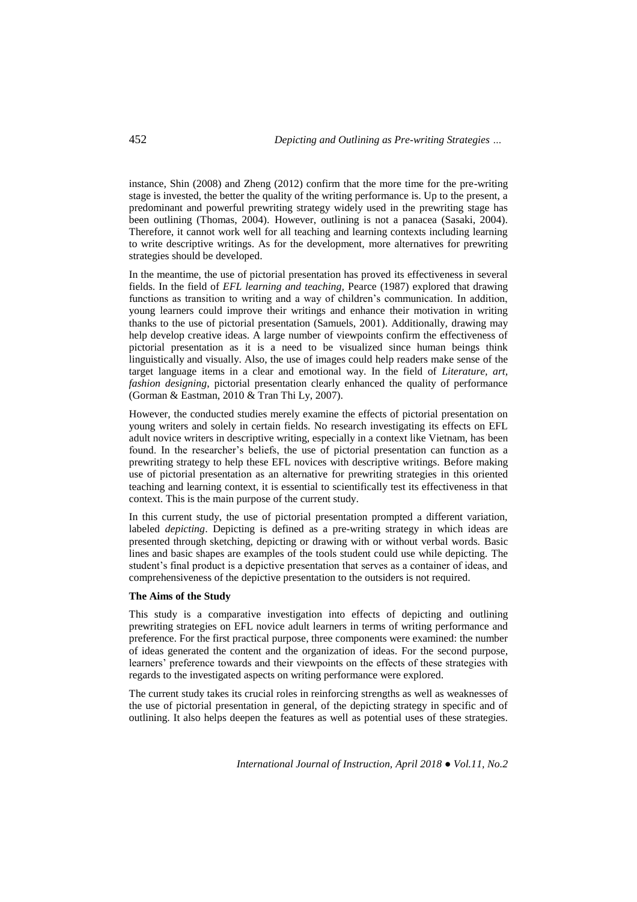instance, Shin (2008) and Zheng (2012) confirm that the more time for the pre-writing stage is invested, the better the quality of the writing performance is. Up to the present, a predominant and powerful prewriting strategy widely used in the prewriting stage has been outlining (Thomas, 2004). However, outlining is not a panacea (Sasaki, 2004). Therefore, it cannot work well for all teaching and learning contexts including learning to write descriptive writings. As for the development, more alternatives for prewriting strategies should be developed.

In the meantime, the use of pictorial presentation has proved its effectiveness in several fields. In the field of *EFL learning and teaching*, Pearce (1987) explored that drawing functions as transition to writing and a way of children's communication. In addition, young learners could improve their writings and enhance their motivation in writing thanks to the use of pictorial presentation (Samuels, 2001). Additionally, drawing may help develop creative ideas. A large number of viewpoints confirm the effectiveness of pictorial presentation as it is a need to be visualized since human beings think linguistically and visually. Also, the use of images could help readers make sense of the target language items in a clear and emotional way. In the field of *Literature, art, fashion designing*, pictorial presentation clearly enhanced the quality of performance (Gorman & Eastman, 2010 & Tran Thi Ly, 2007).

However, the conducted studies merely examine the effects of pictorial presentation on young writers and solely in certain fields. No research investigating its effects on EFL adult novice writers in descriptive writing, especially in a context like Vietnam, has been found. In the researcher's beliefs, the use of pictorial presentation can function as a prewriting strategy to help these EFL novices with descriptive writings. Before making use of pictorial presentation as an alternative for prewriting strategies in this oriented teaching and learning context, it is essential to scientifically test its effectiveness in that context. This is the main purpose of the current study.

In this current study, the use of pictorial presentation prompted a different variation, labeled *depicting*. Depicting is defined as a pre-writing strategy in which ideas are presented through sketching, depicting or drawing with or without verbal words. Basic lines and basic shapes are examples of the tools student could use while depicting. The student's final product is a depictive presentation that serves as a container of ideas, and comprehensiveness of the depictive presentation to the outsiders is not required.

**The Aims of the Study**

This study is a comparative investigation into effects of depicting and outlining prewriting strategies on EFL novice adult learners in terms of writing performance and preference. For the first practical purpose, three components were examined: the number of ideas generated the content and the organization of ideas. For the second purpose, learners' preference towards and their viewpoints on the effects of these strategies with regards to the investigated aspects on writing performance were explored.

The current study takes its crucial roles in reinforcing strengths as well as weaknesses of the use of pictorial presentation in general, of the depicting strategy in specific and of outlining. It also helps deepen the features as well as potential uses of these strategies.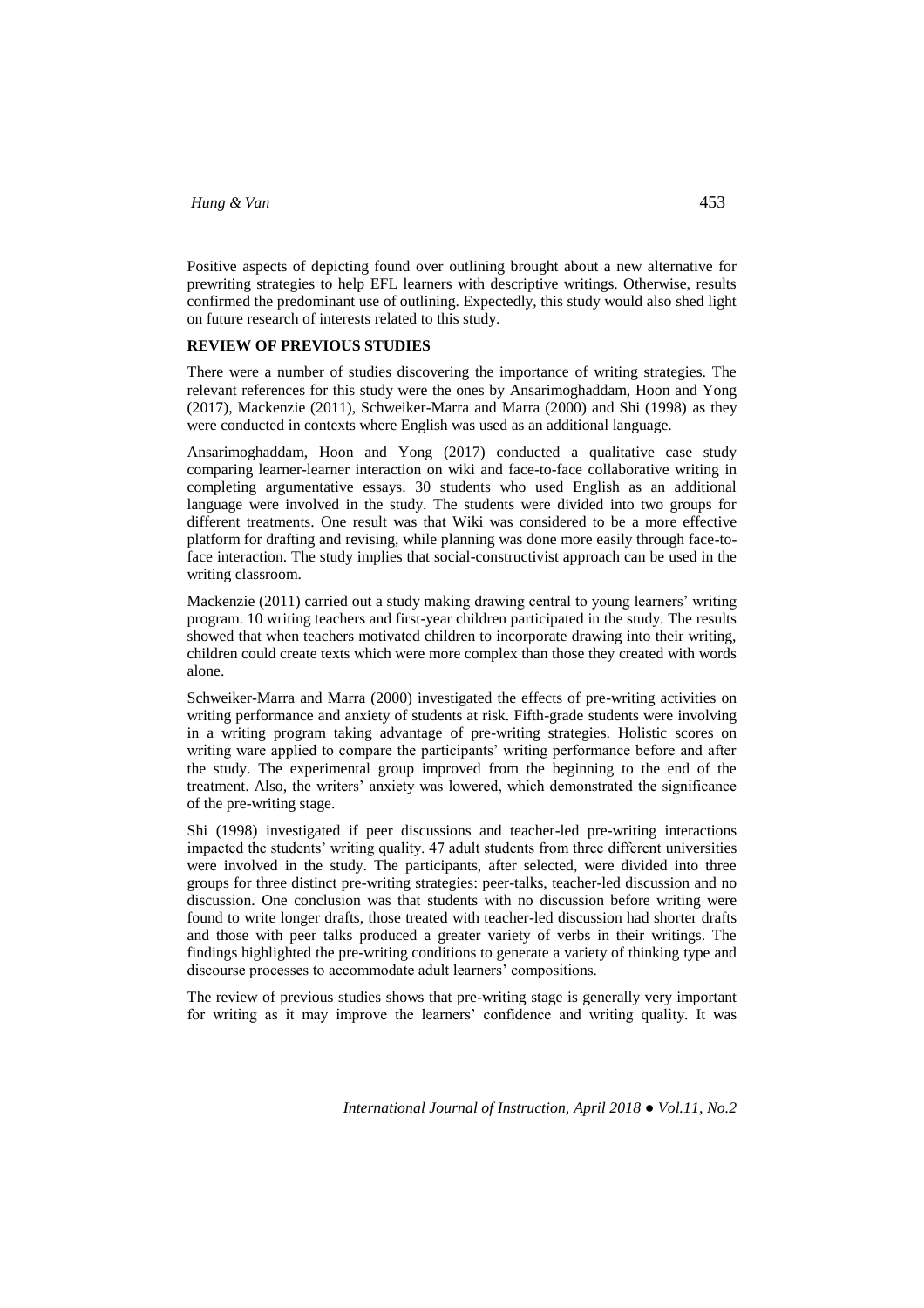Positive aspects of depicting found over outlining brought about a new alternative for prewriting strategies to help EFL learners with descriptive writings. Otherwise, results confirmed the predominant use of outlining. Expectedly, this study would also shed light on future research of interests related to this study.

## REVIEW OF PREVIOUS STUDIES

There were a number of studies discovering the importance of writing strategies. The relevant references for this study were the ones by Ansarimoghaddam, Hoon and Yong (2017), Mackenzie (2011), Schweiker-Marra and Marra (2000) and Shi (1998) as they were conducted in contexts where English was used as an additional language.

Ansarimoghaddam, Hoon and Yong (2017) conducted a qualitative case study comparing learner-learner interaction on wiki and face-to-face collaborative writing in completing argumentative essays. 30 students who used English as an additional language were involved in the study. The students were divided into two groups for different treatments. One result was that Wiki was considered to be a more effective platform for drafting and revising, while planning was done more easily through face-to-face interaction. The study implies that social-constructivist approach can be used in the writing classroom.

Mackenzie (2011) carried out a study making drawing central to young learners' writing program. 10 writing teachers and first-year children participated in the study. The results showed that when teachers motivated children to incorporate drawing into their writing, children could create texts which were more complex than those they created with words alone.

Schweiker-Marra and Marra (2000) investigated the effects of pre-writing activities on writing performance and anxiety of students at risk. Fifth-grade students were involving in a writing program taking advantage of pre-writing strategies. Holistic scores on writing ware applied to compare the participants' writing performance before and after the study. The experimental group improved from the beginning to the end of the treatment. Also, the writers' anxiety was lowered, which demonstrated the significance of the pre-writing stage.

Shi (1998) investigated if peer discussions and teacher-led pre-writing interactions impacted the students' writing quality. 47 adult students from three different universities were involved in the study. The participants, after selected, were divided into three groups for three distinct pre-writing strategies: peer-talks, teacher-led discussion and no discussion. One conclusion was that students with no discussion before writing were found to write longer drafts, those treated with teacher-led discussion had shorter drafts and those with peer talks produced a greater variety of verbs in their writings. The findings highlighted the pre-writing conditions to generate a variety of thinking type and discourse processes to accommodate adult learners' compositions.

The review of previous studies shows that pre-writing stage is generally very important for writing as it may improve the learners' confidence and writing quality. It was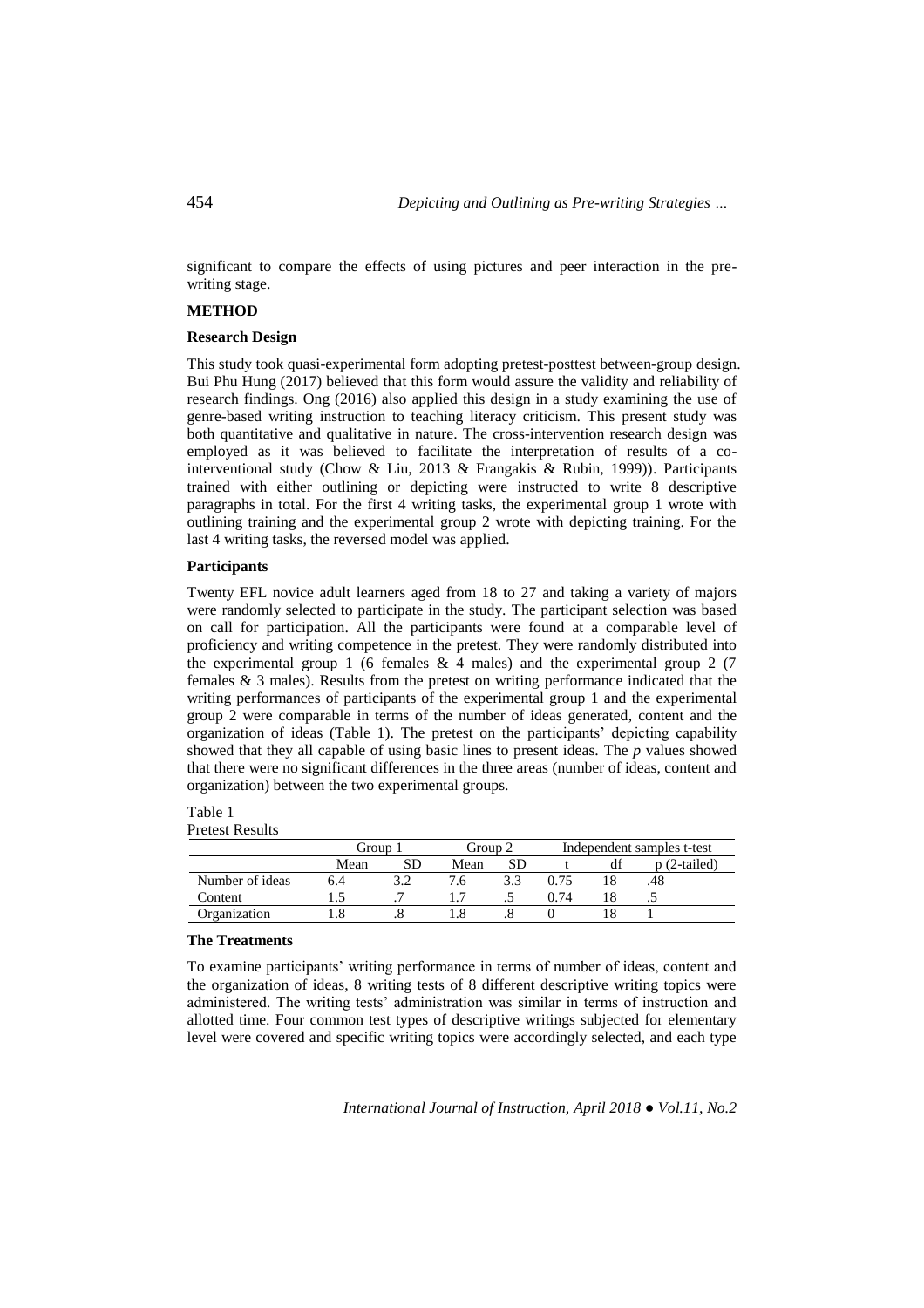significant to compare the effects of using pictures and peer interaction in the pre-writing stage.

## METHOD

### Research Design

This study took quasi-experimental form adopting pretest-posttest between-group design. Bui Phu Hung (2017) believed that this form would assure the validity and reliability of research findings. Ong (2016) also applied this design in a study examining the use of genre-based writing instruction to teaching literacy criticism. This present study was both quantitative and qualitative in nature. The cross-intervention research design was employed as it was believed to facilitate the interpretation of results of a co-interventional study (Chow & Liu, 2013 & Frangakis & Rubin, 1999)). Participants trained with either outlining or depicting were instructed to write 8 descriptive paragraphs in total. For the first 4 writing tasks, the experimental group 1 wrote with outlining training and the experimental group 2 wrote with depicting training. For the last 4 writing tasks, the reversed model was applied.

### Participants

Twenty EFL novice adult learners aged from 18 to 27 and taking a variety of majors were randomly selected to participate in the study. The participant selection was based on call for participation. All the participants were found at a comparable level of proficiency and writing competence in the pretest. They were randomly distributed into the experimental group 1 (6 females & 4 males) and the experimental group 2 (7 females & 3 males). Results from the pretest on writing performance indicated that the writing performances of participants of the experimental group 1 and the experimental group 2 were comparable in terms of the number of ideas generated, content and the organization of ideas (Table 1). The pretest on the participants' depicting capability showed that they all capable of using basic lines to present ideas. The *p* values showed that there were no significant differences in the three areas (number of ideas, content and organization) between the two experimental groups.

Table 1
Pretest Results

| | Group 1 | | Group 2 | | Independent samples t-test | | |
|---|---|---|---|---|---|---|---|
| | Mean | SD | Mean | SD | t | df | p (2-tailed) |
| Number of ideas | 6.4 | 3.2 | 7.6 | 3.3 | 0.75 | 18 | .48 |
| Content | 1.5 | .7 | 1.7 | .5 | 0.74 | 18 | .5 |
| Organization | 1.8 | .8 | 1.8 | .8 | 0 | 18 | 1 |

### The Treatments

To examine participants' writing performance in terms of number of ideas, content and the organization of ideas, 8 writing tests of 8 different descriptive writing topics were administered. The writing tests' administration was similar in terms of instruction and allotted time. Four common test types of descriptive writings subjected for elementary level were covered and specific writing topics were accordingly selected, and each type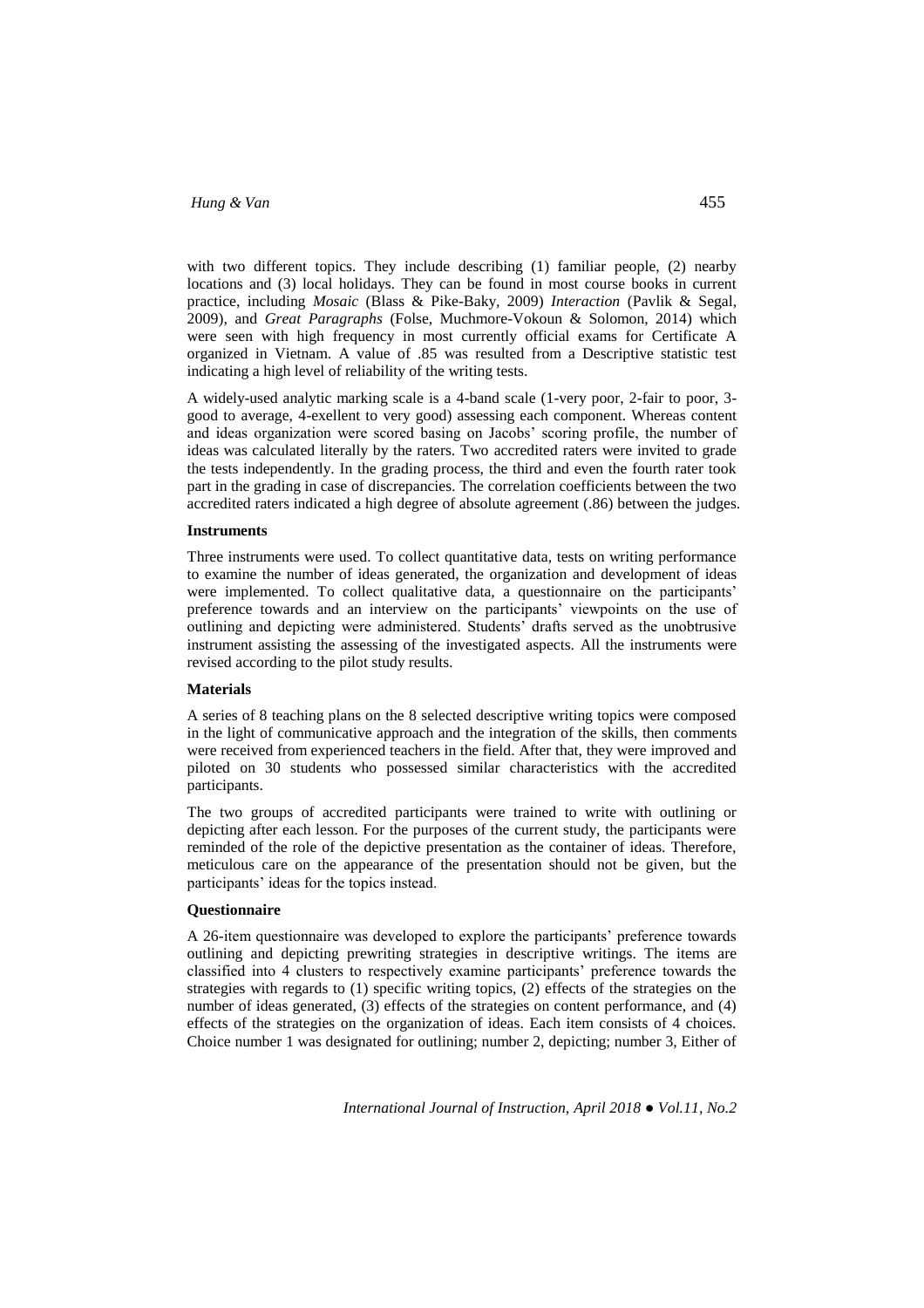with two different topics. They include describing (1) familiar people, (2) nearby locations and (3) local holidays. They can be found in most course books in current practice, including *Mosaic* (Blass & Pike-Baky, 2009) *Interaction* (Pavlik & Segal, 2009), and *Great Paragraphs* (Folse, Muchmore-Vokoun & Solomon, 2014) which were seen with high frequency in most currently official exams for Certificate A organized in Vietnam. A value of .85 was resulted from a Descriptive statistic test indicating a high level of reliability of the writing tests.

A widely-used analytic marking scale is a 4-band scale (1-very poor, 2-fair to poor, 3-good to average, 4-exellent to very good) assessing each component. Whereas content and ideas organization were scored basing on Jacobs' scoring profile, the number of ideas was calculated literally by the raters. Two accredited raters were invited to grade the tests independently. In the grading process, the third and even the fourth rater took part in the grading in case of discrepancies. The correlation coefficients between the two accredited raters indicated a high degree of absolute agreement (.86) between the judges.

**Instruments**

Three instruments were used. To collect quantitative data, tests on writing performance to examine the number of ideas generated, the organization and development of ideas were implemented. To collect qualitative data, a questionnaire on the participants' preference towards and an interview on the participants' viewpoints on the use of outlining and depicting were administered. Students' drafts served as the unobtrusive instrument assisting the assessing of the investigated aspects. All the instruments were revised according to the pilot study results.

**Materials**

A series of 8 teaching plans on the 8 selected descriptive writing topics were composed in the light of communicative approach and the integration of the skills, then comments were received from experienced teachers in the field. After that, they were improved and piloted on 30 students who possessed similar characteristics with the accredited participants.

The two groups of accredited participants were trained to write with outlining or depicting after each lesson. For the purposes of the current study, the participants were reminded of the role of the depictive presentation as the container of ideas. Therefore, meticulous care on the appearance of the presentation should not be given, but the participants' ideas for the topics instead.

**Questionnaire**

A 26-item questionnaire was developed to explore the participants' preference towards outlining and depicting prewriting strategies in descriptive writings. The items are classified into 4 clusters to respectively examine participants' preference towards the strategies with regards to (1) specific writing topics, (2) effects of the strategies on the number of ideas generated, (3) effects of the strategies on content performance, and (4) effects of the strategies on the organization of ideas. Each item consists of 4 choices. Choice number 1 was designated for outlining; number 2, depicting; number 3, Either of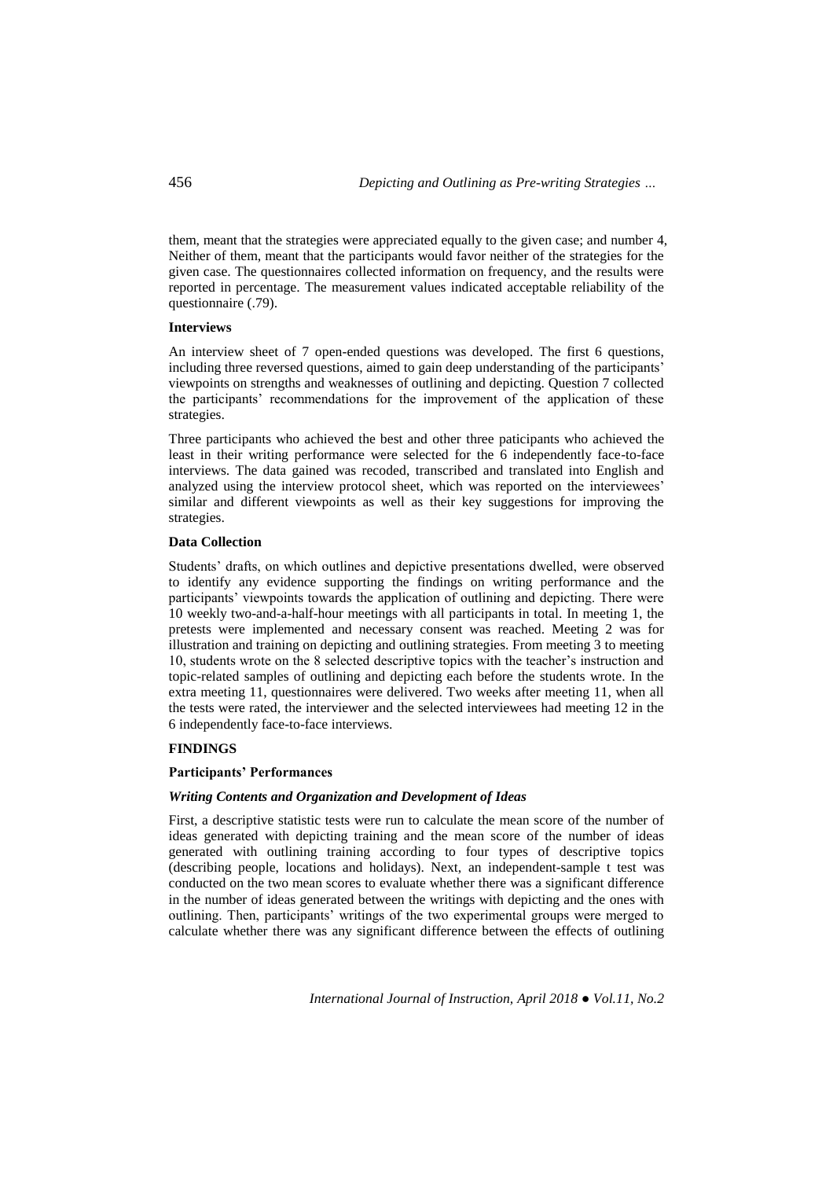them, meant that the strategies were appreciated equally to the given case; and number 4, Neither of them, meant that the participants would favor neither of the strategies for the given case. The questionnaires collected information on frequency, and the results were reported in percentage. The measurement values indicated acceptable reliability of the questionnaire (.79).

### Interviews

An interview sheet of 7 open-ended questions was developed. The first 6 questions, including three reversed questions, aimed to gain deep understanding of the participants' viewpoints on strengths and weaknesses of outlining and depicting. Question 7 collected the participants' recommendations for the improvement of the application of these strategies.

Three participants who achieved the best and other three paticipants who achieved the least in their writing performance were selected for the 6 independently face-to-face interviews. The data gained was recoded, transcribed and translated into English and analyzed using the interview protocol sheet, which was reported on the interviewees' similar and different viewpoints as well as their key suggestions for improving the strategies.

### Data Collection

Students' drafts, on which outlines and depictive presentations dwelled, were observed to identify any evidence supporting the findings on writing performance and the participants' viewpoints towards the application of outlining and depicting. There were 10 weekly two-and-a-half-hour meetings with all participants in total. In meeting 1, the pretests were implemented and necessary consent was reached. Meeting 2 was for illustration and training on depicting and outlining strategies. From meeting 3 to meeting 10, students wrote on the 8 selected descriptive topics with the teacher's instruction and topic-related samples of outlining and depicting each before the students wrote. In the extra meeting 11, questionnaires were delivered. Two weeks after meeting 11, when all the tests were rated, the interviewer and the selected interviewees had meeting 12 in the 6 independently face-to-face interviews.

## FINDINGS

### Participants' Performances

#### *Writing Contents and Organization and Development of Ideas*

First, a descriptive statistic tests were run to calculate the mean score of the number of ideas generated with depicting training and the mean score of the number of ideas generated with outlining training according to four types of descriptive topics (describing people, locations and holidays). Next, an independent-sample t test was conducted on the two mean scores to evaluate whether there was a significant difference in the number of ideas generated between the writings with depicting and the ones with outlining. Then, participants' writings of the two experimental groups were merged to calculate whether there was any significant difference between the effects of outlining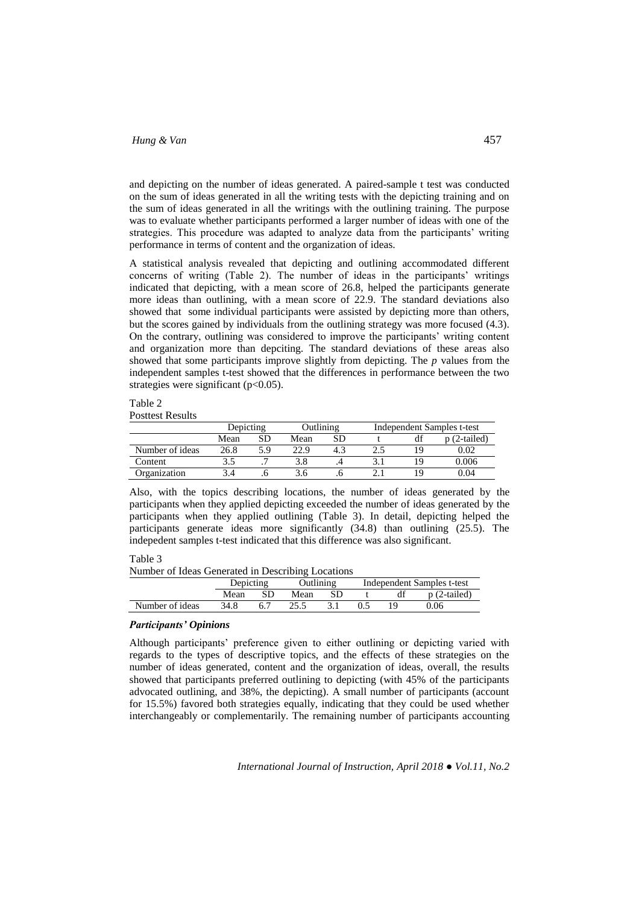and depicting on the number of ideas generated. A paired-sample t test was conducted on the sum of ideas generated in all the writing tests with the depicting training and on the sum of ideas generated in all the writings with the outlining training. The purpose was to evaluate whether participants performed a larger number of ideas with one of the strategies. This procedure was adapted to analyze data from the participants' writing performance in terms of content and the organization of ideas.

A statistical analysis revealed that depicting and outlining accommodated different concerns of writing (Table 2). The number of ideas in the participants' writings indicated that depicting, with a mean score of 26.8, helped the participants generate more ideas than outlining, with a mean score of 22.9. The standard deviations also showed that some individual participants were assisted by depicting more than others, but the scores gained by individuals from the outlining strategy was more focused (4.3). On the contrary, outlining was considered to improve the participants' writing content and organization more than depciting. The standard deviations of these areas also showed that some participants improve slightly from depicting. The *p* values from the independent samples t-test showed that the differences in performance between the two strategies were significant ($p<0.05$).

Table 2
Posttest Results

| | Depicting | | Outlining | | Independent Samples t-test | | |
|---|---|---|---|---|---|---|---|
| | Mean | SD | Mean | SD | t | df | p (2-tailed) |
| Number of ideas | 26.8 | 5.9 | 22.9 | 4.3 | 2.5 | 19 | 0.02 |
| Content | 3.5 | .7 | 3.8 | .4 | 3.1 | 19 | 0.006 |
| Organization | 3.4 | .6 | 3.6 | .6 | 2.1 | 19 | 0.04 |

Also, with the topics describing locations, the number of ideas generated by the participants when they applied depicting exceeded the number of ideas generated by the participants when they applied outlining (Table 3). In detail, depicting helped the participants generate ideas more significantly (34.8) than outlining (25.5). The indepedent samples t-test indicated that this difference was also significant.

Table 3
Number of Ideas Generated in Describing Locations

| | Depicting | | Outlining | | Independent Samples t-test | | |
|---|---|---|---|---|---|---|---|
| | Mean | SD | Mean | SD | t | df | p (2-tailed) |
| Number of ideas | 34.8 | 6.7 | 25.5 | 3.1 | 0.5 | 19 | 0.06 |

#### *Participants' Opinions*

Although participants' preference given to either outlining or depicting varied with regards to the types of descriptive topics, and the effects of these strategies on the number of ideas generated, content and the organization of ideas, overall, the results showed that participants preferred outlining to depicting (with 45% of the participants advocated outlining, and 38%, the depicting). A small number of participants (account for 15.5%) favored both strategies equally, indicating that they could be used whether interchangeably or complementarily. The remaining number of participants accounting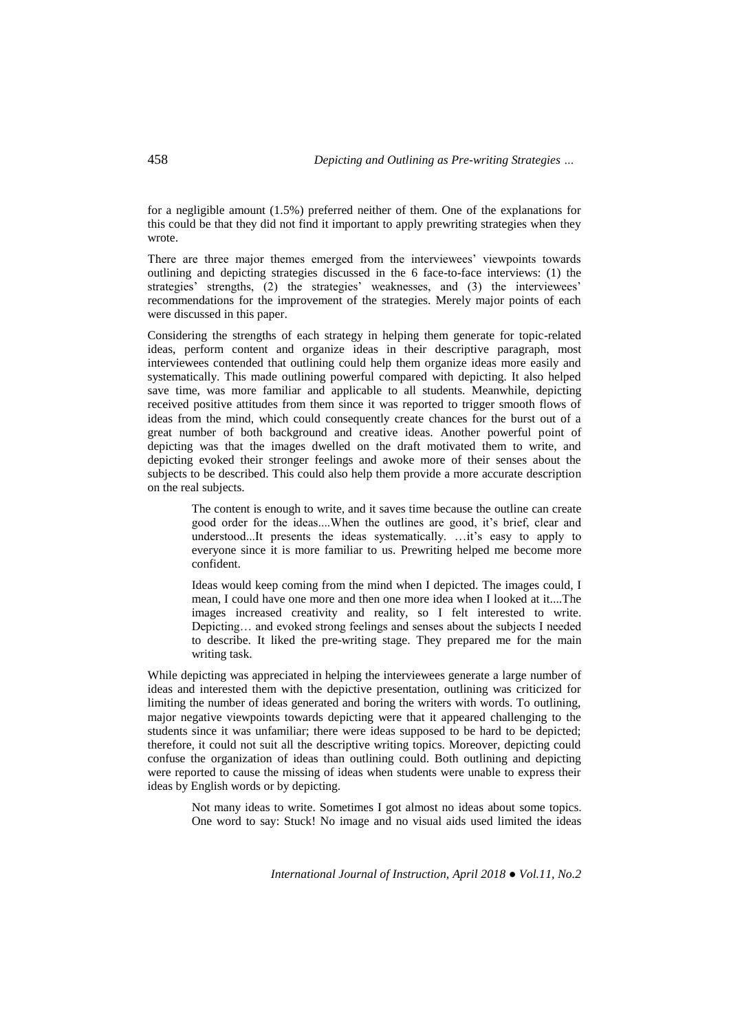for a negligible amount (1.5%) preferred neither of them. One of the explanations for this could be that they did not find it important to apply prewriting strategies when they wrote.

There are three major themes emerged from the interviewees' viewpoints towards outlining and depicting strategies discussed in the 6 face-to-face interviews: (1) the strategies' strengths, (2) the strategies' weaknesses, and (3) the interviewees' recommendations for the improvement of the strategies. Merely major points of each were discussed in this paper.

Considering the strengths of each strategy in helping them generate for topic-related ideas, perform content and organize ideas in their descriptive paragraph, most interviewees contended that outlining could help them organize ideas more easily and systematically. This made outlining powerful compared with depicting. It also helped save time, was more familiar and applicable to all students. Meanwhile, depicting received positive attitudes from them since it was reported to trigger smooth flows of ideas from the mind, which could consequently create chances for the burst out of a great number of both background and creative ideas. Another powerful point of depicting was that the images dwelled on the draft motivated them to write, and depicting evoked their stronger feelings and awoke more of their senses about the subjects to be described. This could also help them provide a more accurate description on the real subjects.

> The content is enough to write, and it saves time because the outline can create good order for the ideas....When the outlines are good, it's brief, clear and understood...It presents the ideas systematically. …it's easy to apply to everyone since it is more familiar to us. Prewriting helped me become more confident.

> Ideas would keep coming from the mind when I depicted. The images could, I mean, I could have one more and then one more idea when I looked at it....The images increased creativity and reality, so I felt interested to write. Depicting… and evoked strong feelings and senses about the subjects I needed to describe. It liked the pre-writing stage. They prepared me for the main writing task.

While depicting was appreciated in helping the interviewees generate a large number of ideas and interested them with the depictive presentation, outlining was criticized for limiting the number of ideas generated and boring the writers with words. To outlining, major negative viewpoints towards depicting were that it appeared challenging to the students since it was unfamiliar; there were ideas supposed to be hard to be depicted; therefore, it could not suit all the descriptive writing topics. Moreover, depicting could confuse the organization of ideas than outlining could. Both outlining and depicting were reported to cause the missing of ideas when students were unable to express their ideas by English words or by depicting.

> Not many ideas to write. Sometimes I got almost no ideas about some topics. One word to say: Stuck! No image and no visual aids used limited the ideas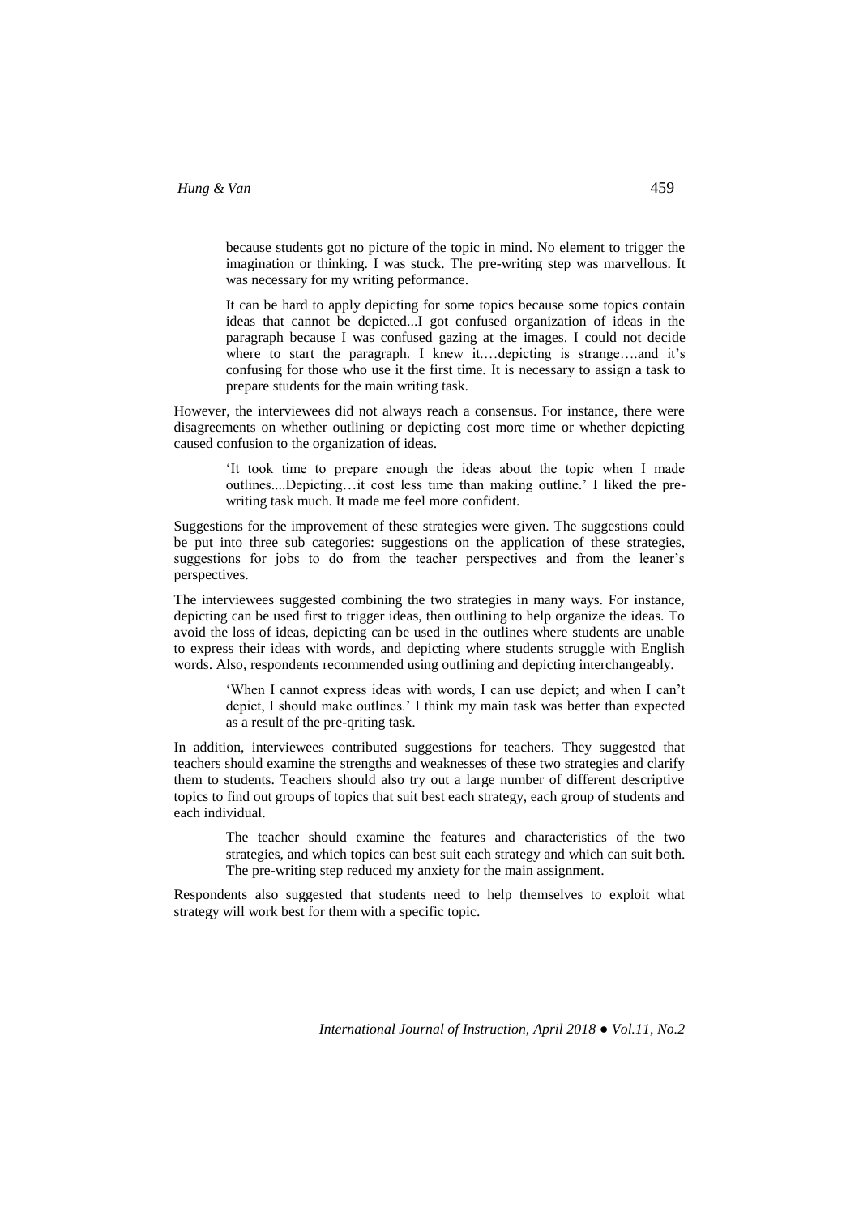> because students got no picture of the topic in mind. No element to trigger the imagination or thinking. I was stuck. The pre-writing step was marvellous. It was necessary for my writing peformance.

> It can be hard to apply depicting for some topics because some topics contain ideas that cannot be depicted...I got confused organization of ideas in the paragraph because I was confused gazing at the images. I could not decide where to start the paragraph. I knew it.…depicting is strange….and it's confusing for those who use it the first time. It is necessary to assign a task to prepare students for the main writing task.

However, the interviewees did not always reach a consensus. For instance, there were disagreements on whether outlining or depicting cost more time or whether depicting caused confusion to the organization of ideas.

> 'It took time to prepare enough the ideas about the topic when I made outlines....Depicting…it cost less time than making outline.' I liked the pre-writing task much. It made me feel more confident.

Suggestions for the improvement of these strategies were given. The suggestions could be put into three sub categories: suggestions on the application of these strategies, suggestions for jobs to do from the teacher perspectives and from the leaner's perspectives.

The interviewees suggested combining the two strategies in many ways. For instance, depicting can be used first to trigger ideas, then outlining to help organize the ideas. To avoid the loss of ideas, depicting can be used in the outlines where students are unable to express their ideas with words, and depicting where students struggle with English words. Also, respondents recommended using outlining and depicting interchangeably.

> 'When I cannot express ideas with words, I can use depict; and when I can't depict, I should make outlines.' I think my main task was better than expected as a result of the pre-qriting task.

In addition, interviewees contributed suggestions for teachers. They suggested that teachers should examine the strengths and weaknesses of these two strategies and clarify them to students. Teachers should also try out a large number of different descriptive topics to find out groups of topics that suit best each strategy, each group of students and each individual.

> The teacher should examine the features and characteristics of the two strategies, and which topics can best suit each strategy and which can suit both. The pre-writing step reduced my anxiety for the main assignment.

Respondents also suggested that students need to help themselves to exploit what strategy will work best for them with a specific topic.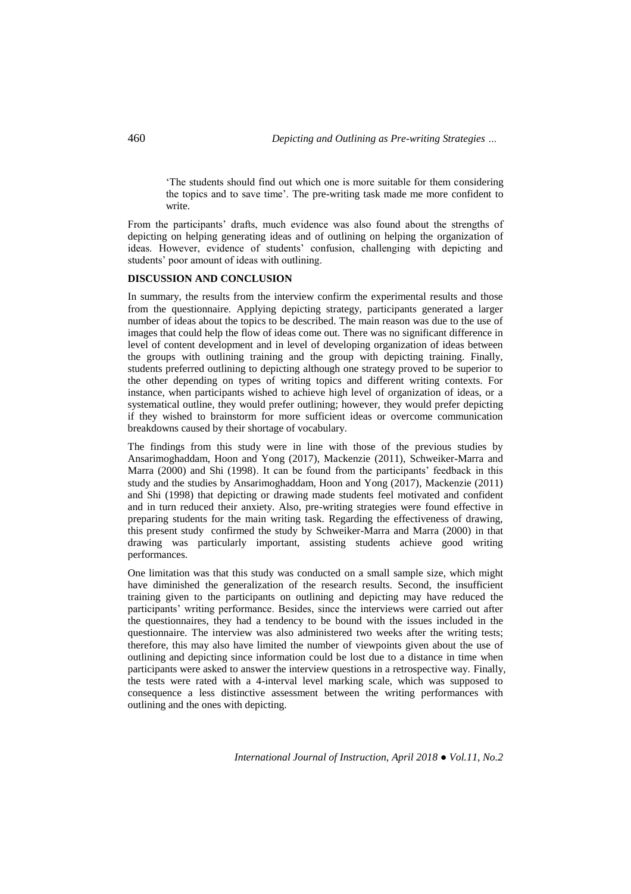> 'The students should find out which one is more suitable for them considering the topics and to save time'. The pre-writing task made me more confident to write.

From the participants' drafts, much evidence was also found about the strengths of depicting on helping generating ideas and of outlining on helping the organization of ideas. However, evidence of students' confusion, challenging with depicting and students' poor amount of ideas with outlining.

## DISCUSSION AND CONCLUSION

In summary, the results from the interview confirm the experimental results and those from the questionnaire. Applying depicting strategy, participants generated a larger number of ideas about the topics to be described. The main reason was due to the use of images that could help the flow of ideas come out. There was no significant difference in level of content development and in level of developing organization of ideas between the groups with outlining training and the group with depicting training. Finally, students preferred outlining to depicting although one strategy proved to be superior to the other depending on types of writing topics and different writing contexts. For instance, when participants wished to achieve high level of organization of ideas, or a systematical outline, they would prefer outlining; however, they would prefer depicting if they wished to brainstorm for more sufficient ideas or overcome communication breakdowns caused by their shortage of vocabulary.

The findings from this study were in line with those of the previous studies by Ansarimoghaddam, Hoon and Yong (2017), Mackenzie (2011), Schweiker-Marra and Marra (2000) and Shi (1998). It can be found from the participants' feedback in this study and the studies by Ansarimoghaddam, Hoon and Yong (2017), Mackenzie (2011) and Shi (1998) that depicting or drawing made students feel motivated and confident and in turn reduced their anxiety. Also, pre-writing strategies were found effective in preparing students for the main writing task. Regarding the effectiveness of drawing, this present study confirmed the study by Schweiker-Marra and Marra (2000) in that drawing was particularly important, assisting students achieve good writing performances.

One limitation was that this study was conducted on a small sample size, which might have diminished the generalization of the research results. Second, the insufficient training given to the participants on outlining and depicting may have reduced the participants' writing performance. Besides, since the interviews were carried out after the questionnaires, they had a tendency to be bound with the issues included in the questionnaire. The interview was also administered two weeks after the writing tests; therefore, this may also have limited the number of viewpoints given about the use of outlining and depicting since information could be lost due to a distance in time when participants were asked to answer the interview questions in a retrospective way. Finally, the tests were rated with a 4-interval level marking scale, which was supposed to consequence a less distinctive assessment between the writing performances with outlining and the ones with depicting.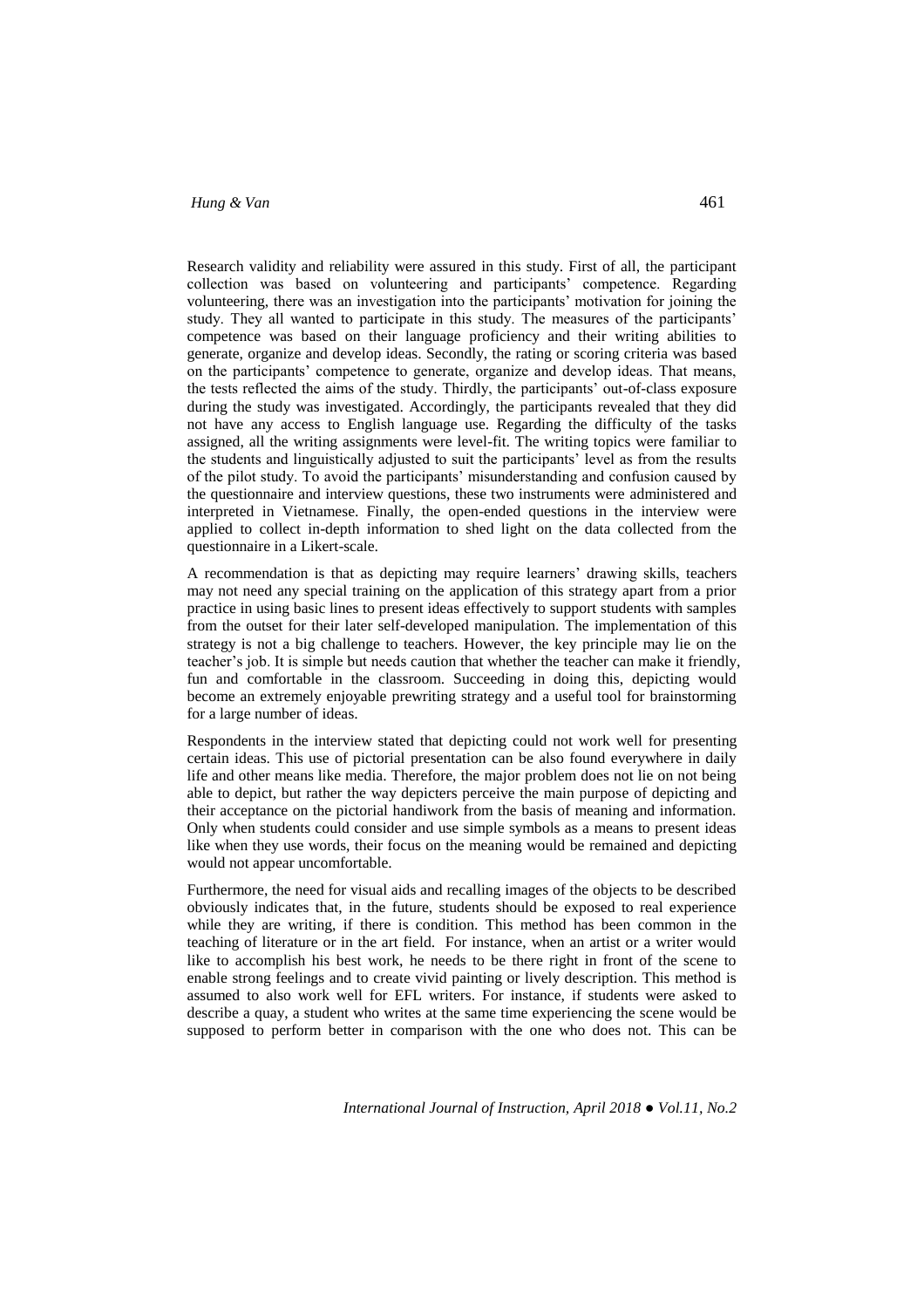Research validity and reliability were assured in this study. First of all, the participant collection was based on volunteering and participants' competence. Regarding volunteering, there was an investigation into the participants' motivation for joining the study. They all wanted to participate in this study. The measures of the participants' competence was based on their language proficiency and their writing abilities to generate, organize and develop ideas. Secondly, the rating or scoring criteria was based on the participants' competence to generate, organize and develop ideas. That means, the tests reflected the aims of the study. Thirdly, the participants' out-of-class exposure during the study was investigated. Accordingly, the participants revealed that they did not have any access to English language use. Regarding the difficulty of the tasks assigned, all the writing assignments were level-fit. The writing topics were familiar to the students and linguistically adjusted to suit the participants' level as from the results of the pilot study. To avoid the participants' misunderstanding and confusion caused by the questionnaire and interview questions, these two instruments were administered and interpreted in Vietnamese. Finally, the open-ended questions in the interview were applied to collect in-depth information to shed light on the data collected from the questionnaire in a Likert-scale.

A recommendation is that as depicting may require learners' drawing skills, teachers may not need any special training on the application of this strategy apart from a prior practice in using basic lines to present ideas effectively to support students with samples from the outset for their later self-developed manipulation. The implementation of this strategy is not a big challenge to teachers. However, the key principle may lie on the teacher's job. It is simple but needs caution that whether the teacher can make it friendly, fun and comfortable in the classroom. Succeeding in doing this, depicting would become an extremely enjoyable prewriting strategy and a useful tool for brainstorming for a large number of ideas.

Respondents in the interview stated that depicting could not work well for presenting certain ideas. This use of pictorial presentation can be also found everywhere in daily life and other means like media. Therefore, the major problem does not lie on not being able to depict, but rather the way depicters perceive the main purpose of depicting and their acceptance on the pictorial handiwork from the basis of meaning and information. Only when students could consider and use simple symbols as a means to present ideas like when they use words, their focus on the meaning would be remained and depicting would not appear uncomfortable.

Furthermore, the need for visual aids and recalling images of the objects to be described obviously indicates that, in the future, students should be exposed to real experience while they are writing, if there is condition. This method has been common in the teaching of literature or in the art field. For instance, when an artist or a writer would like to accomplish his best work, he needs to be there right in front of the scene to enable strong feelings and to create vivid painting or lively description. This method is assumed to also work well for EFL writers. For instance, if students were asked to describe a quay, a student who writes at the same time experiencing the scene would be supposed to perform better in comparison with the one who does not. This can be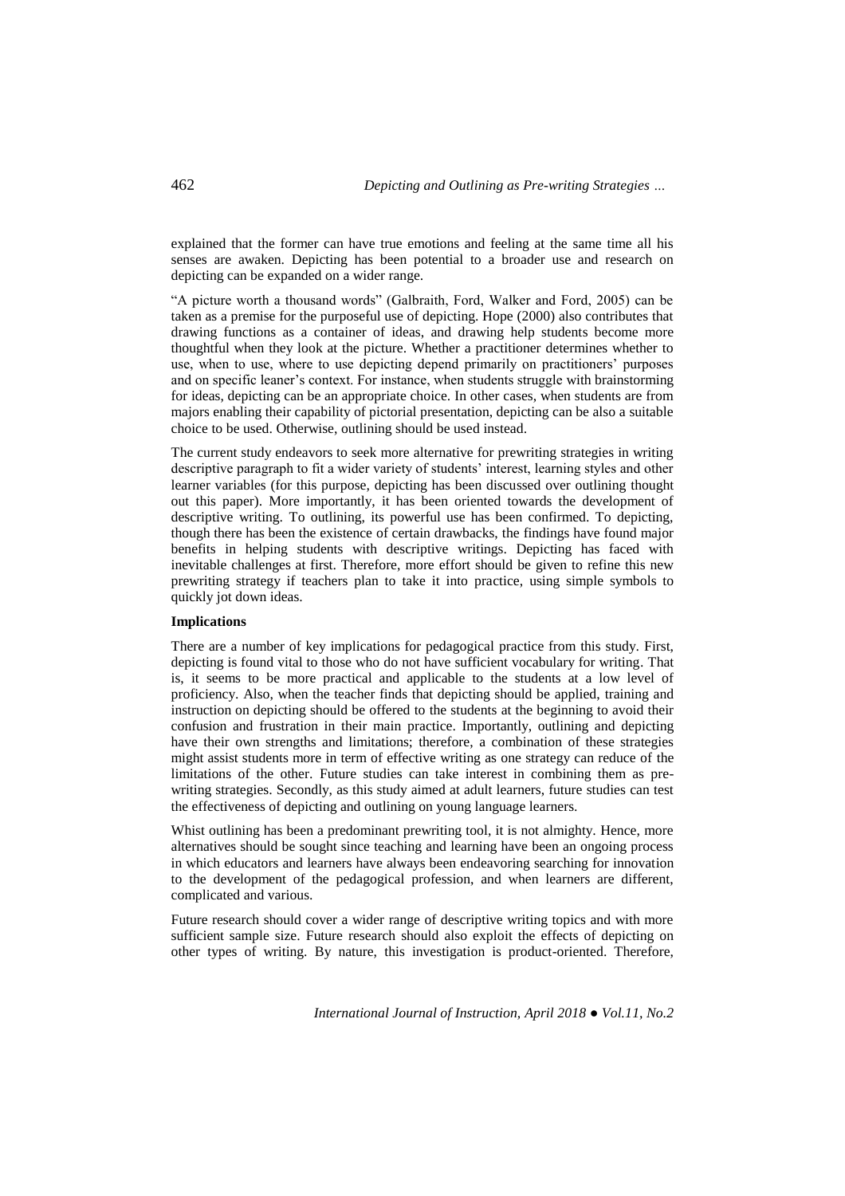explained that the former can have true emotions and feeling at the same time all his senses are awaken. Depicting has been potential to a broader use and research on depicting can be expanded on a wider range.

"A picture worth a thousand words" (Galbraith, Ford, Walker and Ford, 2005) can be taken as a premise for the purposeful use of depicting. Hope (2000) also contributes that drawing functions as a container of ideas, and drawing help students become more thoughtful when they look at the picture. Whether a practitioner determines whether to use, when to use, where to use depicting depend primarily on practitioners' purposes and on specific leaner's context. For instance, when students struggle with brainstorming for ideas, depicting can be an appropriate choice. In other cases, when students are from majors enabling their capability of pictorial presentation, depicting can be also a suitable choice to be used. Otherwise, outlining should be used instead.

The current study endeavors to seek more alternative for prewriting strategies in writing descriptive paragraph to fit a wider variety of students' interest, learning styles and other learner variables (for this purpose, depicting has been discussed over outlining thought out this paper). More importantly, it has been oriented towards the development of descriptive writing. To outlining, its powerful use has been confirmed. To depicting, though there has been the existence of certain drawbacks, the findings have found major benefits in helping students with descriptive writings. Depicting has faced with inevitable challenges at first. Therefore, more effort should be given to refine this new prewriting strategy if teachers plan to take it into practice, using simple symbols to quickly jot down ideas.

**Implications**

There are a number of key implications for pedagogical practice from this study. First, depicting is found vital to those who do not have sufficient vocabulary for writing. That is, it seems to be more practical and applicable to the students at a low level of proficiency. Also, when the teacher finds that depicting should be applied, training and instruction on depicting should be offered to the students at the beginning to avoid their confusion and frustration in their main practice. Importantly, outlining and depicting have their own strengths and limitations; therefore, a combination of these strategies might assist students more in term of effective writing as one strategy can reduce of the limitations of the other. Future studies can take interest in combining them as pre-writing strategies. Secondly, as this study aimed at adult learners, future studies can test the effectiveness of depicting and outlining on young language learners.

Whist outlining has been a predominant prewriting tool, it is not almighty. Hence, more alternatives should be sought since teaching and learning have been an ongoing process in which educators and learners have always been endeavoring searching for innovation to the development of the pedagogical profession, and when learners are different, complicated and various.

Future research should cover a wider range of descriptive writing topics and with more sufficient sample size. Future research should also exploit the effects of depicting on other types of writing. By nature, this investigation is product-oriented. Therefore,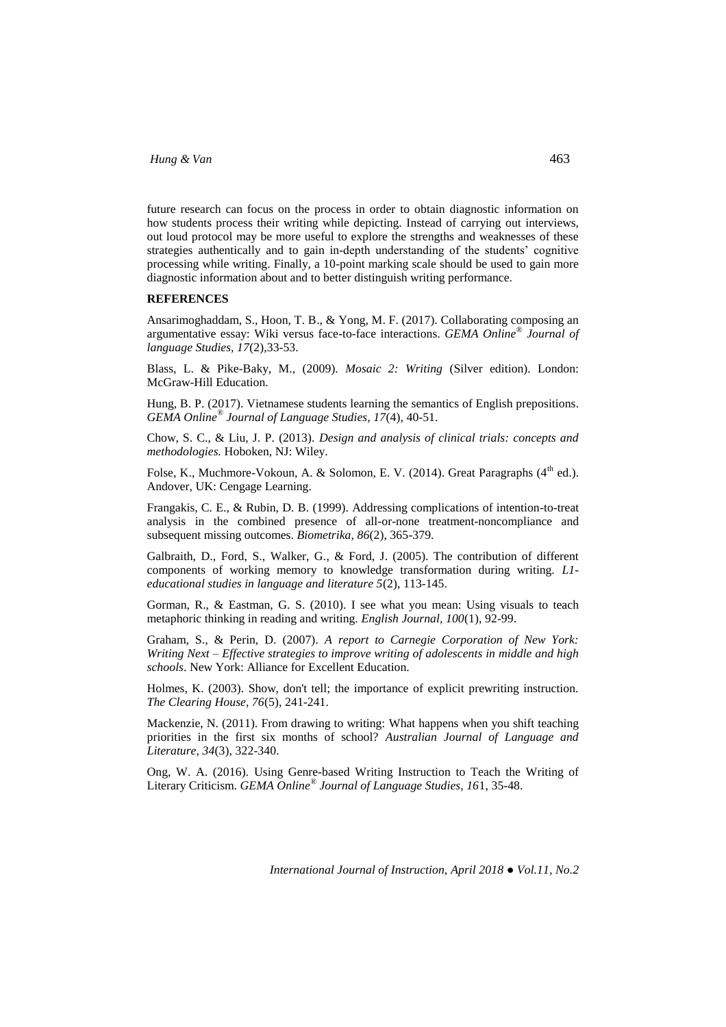future research can focus on the process in order to obtain diagnostic information on how students process their writing while depicting. Instead of carrying out interviews, out loud protocol may be more useful to explore the strengths and weaknesses of these strategies authentically and to gain in-depth understanding of the students' cognitive processing while writing. Finally, a 10-point marking scale should be used to gain more diagnostic information about and to better distinguish writing performance.

## REFERENCES

Ansarimoghaddam, S., Hoon, T. B., & Yong, M. F. (2017). Collaborating composing an argumentative essay: Wiki versus face-to-face interactions. *GEMA Online® Journal of language Studies*, *17*(2),33-53.

Blass, L. & Pike-Baky, M., (2009). *Mosaic 2: Writing* (Silver edition). London: McGraw-Hill Education.

Hung, B. P. (2017). Vietnamese students learning the semantics of English prepositions. *GEMA Online® Journal of Language Studies, 17*(4), 40-51.

Chow, S. C., & Liu, J. P. (2013). *Design and analysis of clinical trials: concepts and methodologies.* Hoboken, NJ: Wiley.

Folse, K., Muchmore-Vokoun, A. & Solomon, E. V. (2014). Great Paragraphs (4th ed.). Andover, UK: Cengage Learning.

Frangakis, C. E., & Rubin, D. B. (1999). Addressing complications of intention-to-treat analysis in the combined presence of all-or-none treatment-noncompliance and subsequent missing outcomes. *Biometrika, 86*(2), 365-379.

Galbraith, D., Ford, S., Walker, G., & Ford, J. (2005). The contribution of different components of working memory to knowledge transformation during writing. *L1-educational studies in language and literature 5*(2), 113-145.

Gorman, R., & Eastman, G. S. (2010). I see what you mean: Using visuals to teach metaphoric thinking in reading and writing. *English Journal, 100*(1), 92-99.

Graham, S., & Perin, D. (2007). *A report to Carnegie Corporation of New York: Writing Next – Effective strategies to improve writing of adolescents in middle and high schools*. New York: Alliance for Excellent Education.

Holmes, K. (2003). Show, don't tell; the importance of explicit prewriting instruction. *The Clearing House, 76*(5), 241-241.

Mackenzie, N. (2011). From drawing to writing: What happens when you shift teaching priorities in the first six months of school? *Australian Journal of Language and Literature, 34*(3), 322-340.

Ong, W. A. (2016). Using Genre-based Writing Instruction to Teach the Writing of Literary Criticism. *GEMA Online® Journal of Language Studies, 16*1, 35-48.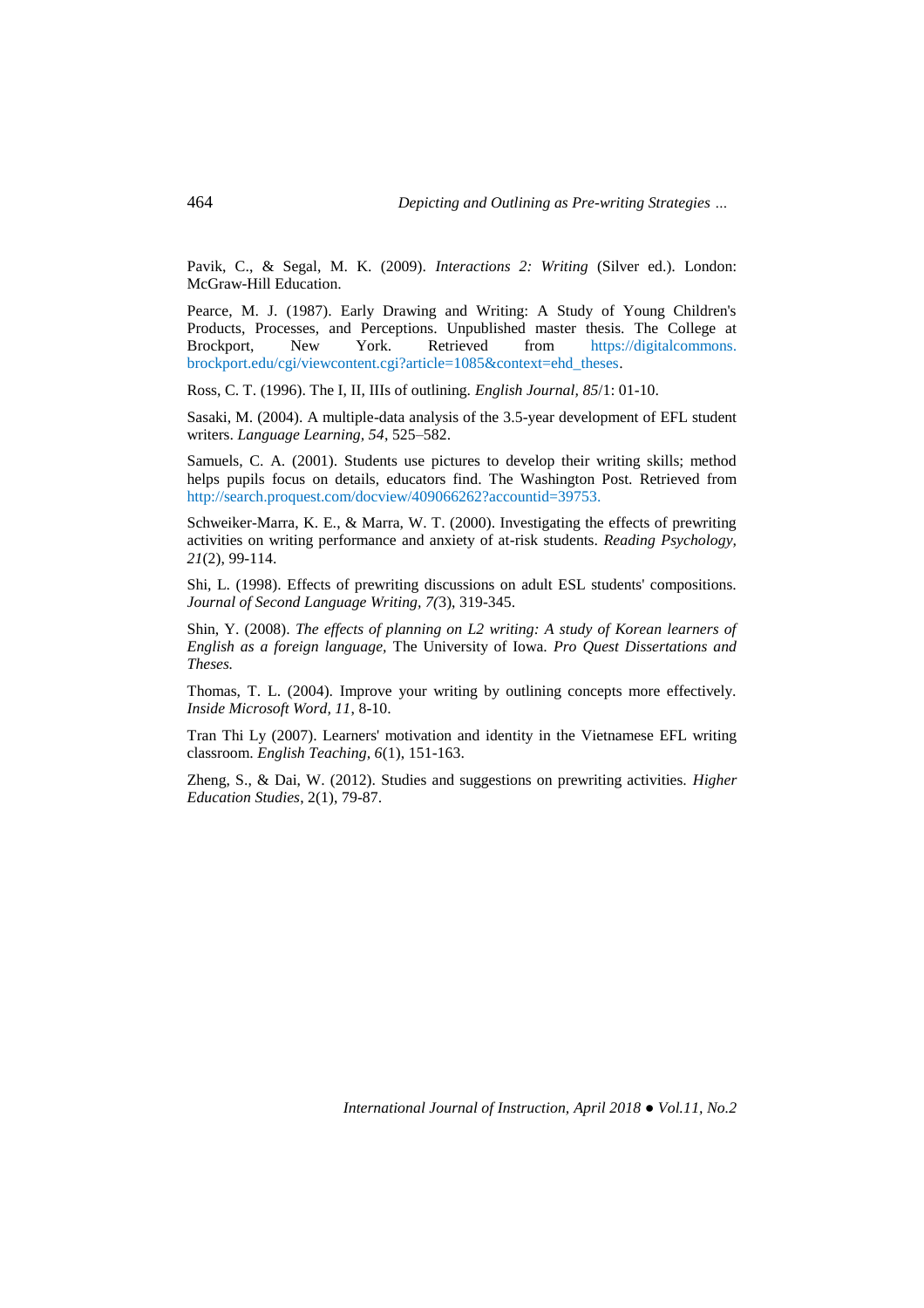Pavik, C., & Segal, M. K. (2009). *Interactions 2: Writing* (Silver ed.). London: McGraw-Hill Education.

Pearce, M. J. (1987). Early Drawing and Writing: A Study of Young Children's Products, Processes, and Perceptions. Unpublished master thesis. The College at Brockport, New York. Retrieved from https://digitalcommons.brockport.edu/cgi/viewcontent.cgi?article=1085&context=ehd_theses.

Ross, C. T. (1996). The I, II, IIIs of outlining. *English Journal, 85*/1: 01-10.

Sasaki, M. (2004). A multiple-data analysis of the 3.5-year development of EFL student writers. *Language Learning, 54*, 525–582.

Samuels, C. A. (2001). Students use pictures to develop their writing skills; method helps pupils focus on details, educators find. The Washington Post. Retrieved from http://search.proquest.com/docview/409066262?accountid=39753.

Schweiker-Marra, K. E., & Marra, W. T. (2000). Investigating the effects of prewriting activities on writing performance and anxiety of at-risk students. *Reading Psychology, 21*(2), 99-114.

Shi, L. (1998). Effects of prewriting discussions on adult ESL students' compositions. *Journal of Second Language Writing, 7(*3), 319-345.

Shin, Y. (2008). *The effects of planning on L2 writing: A study of Korean learners of English as a foreign language,* The University of Iowa. *Pro Quest Dissertations and Theses.*

Thomas, T. L. (2004). Improve your writing by outlining concepts more effectively. *Inside Microsoft Word, 11*, 8-10.

Tran Thi Ly (2007). Learners' motivation and identity in the Vietnamese EFL writing classroom. *English Teaching, 6*(1), 151-163.

Zheng, S., & Dai, W. (2012). Studies and suggestions on prewriting activities. *Higher Education Studies*, 2(1), 79-87.